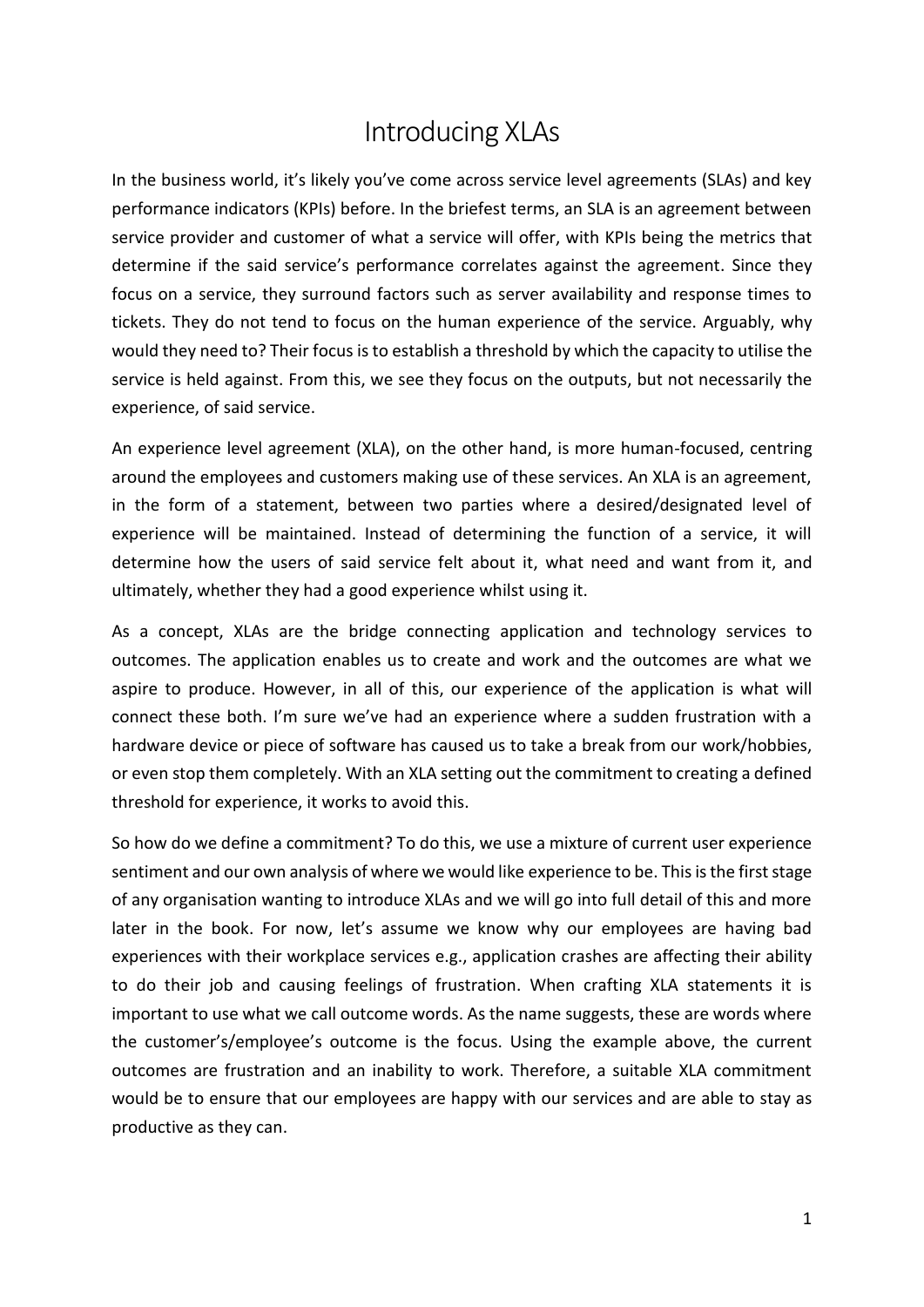# Introducing XLAs

In the business world, it's likely you've come across service level agreements (SLAs) and key performance indicators (KPIs) before. In the briefest terms, an SLA is an agreement between service provider and customer of what a service will offer, with KPIs being the metrics that determine if the said service's performance correlates against the agreement. Since they focus on a service, they surround factors such as server availability and response times to tickets. They do not tend to focus on the human experience of the service. Arguably, why would they need to? Their focus is to establish a threshold by which the capacity to utilise the service is held against. From this, we see they focus on the outputs, but not necessarily the experience, of said service.

An experience level agreement (XLA), on the other hand, is more human-focused, centring around the employees and customers making use of these services. An XLA is an agreement, in the form of a statement, between two parties where a desired/designated level of experience will be maintained. Instead of determining the function of a service, it will determine how the users of said service felt about it, what need and want from it, and ultimately, whether they had a good experience whilst using it.

As a concept, XLAs are the bridge connecting application and technology services to outcomes. The application enables us to create and work and the outcomes are what we aspire to produce. However, in all of this, our experience of the application is what will connect these both. I'm sure we've had an experience where a sudden frustration with a hardware device or piece of software has caused us to take a break from our work/hobbies, or even stop them completely. With an XLA setting out the commitment to creating a defined threshold for experience, it works to avoid this.

So how do we define a commitment? To do this, we use a mixture of current user experience sentiment and our own analysis of where we would like experience to be. This is the first stage of any organisation wanting to introduce XLAs and we will go into full detail of this and more later in the book. For now, let's assume we know why our employees are having bad experiences with their workplace services e.g., application crashes are affecting their ability to do their job and causing feelings of frustration. When crafting XLA statements it is important to use what we call outcome words. As the name suggests, these are words where the customer's/employee's outcome is the focus. Using the example above, the current outcomes are frustration and an inability to work. Therefore, a suitable XLA commitment would be to ensure that our employees are happy with our services and are able to stay as productive as they can.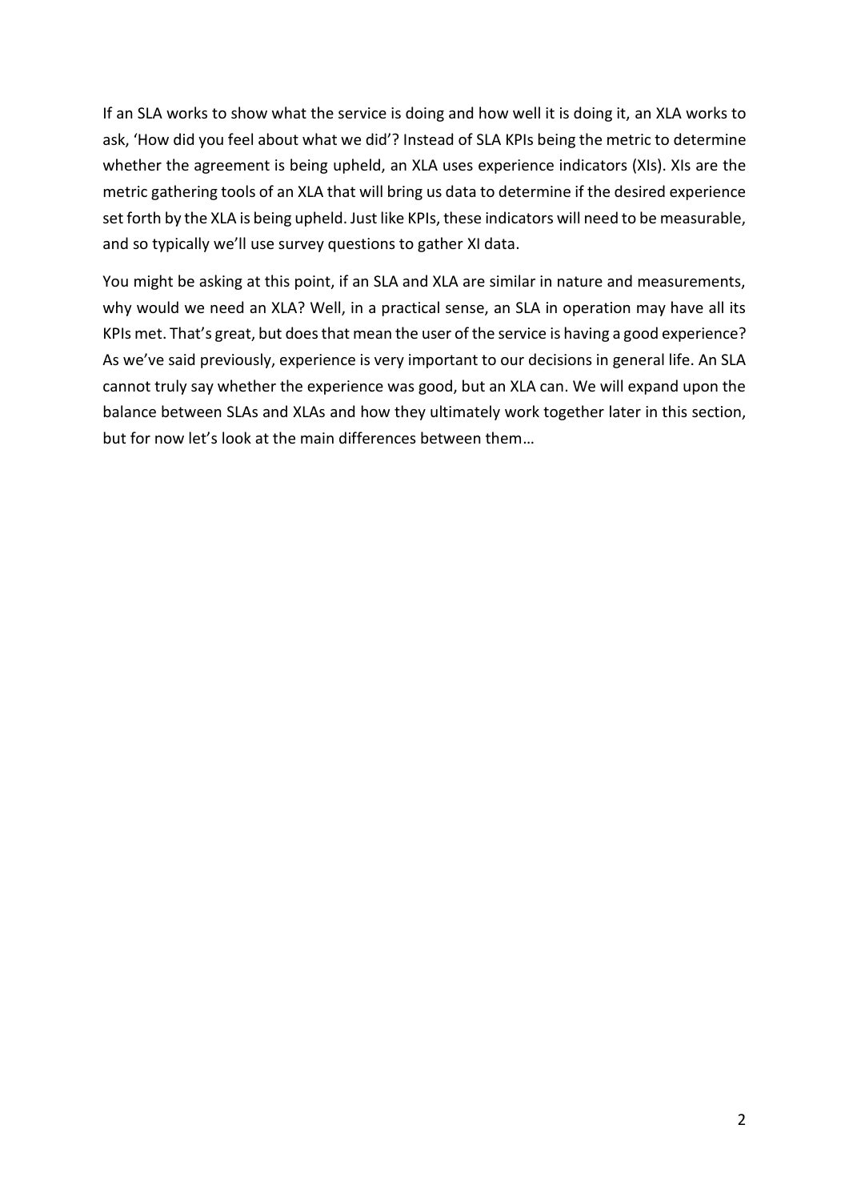If an SLA works to show what the service is doing and how well it is doing it, an XLA works to ask, 'How did you feel about what we did'? Instead of SLA KPIs being the metric to determine whether the agreement is being upheld, an XLA uses experience indicators (XIs). XIs are the metric gathering tools of an XLA that will bring us data to determine if the desired experience set forth by the XLA is being upheld. Just like KPIs, these indicators will need to be measurable, and so typically we'll use survey questions to gather XI data.

You might be asking at this point, if an SLA and XLA are similar in nature and measurements, why would we need an XLA? Well, in a practical sense, an SLA in operation may have all its KPIs met. That's great, but does that mean the user of the service is having a good experience? As we've said previously, experience is very important to our decisions in general life. An SLA cannot truly say whether the experience was good, but an XLA can. We will expand upon the balance between SLAs and XLAs and how they ultimately work together later in this section, but for now let's look at the main differences between them…